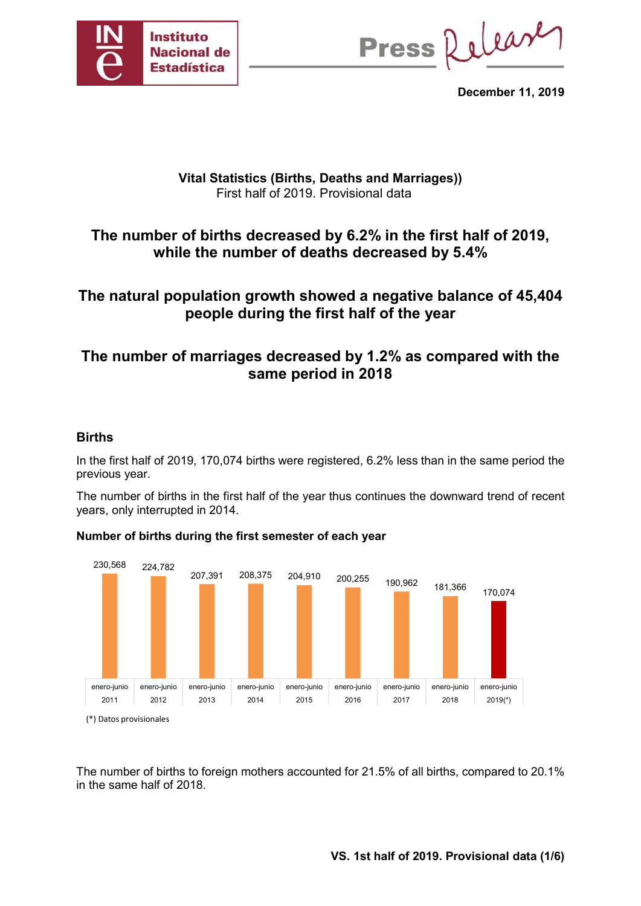Press Release

December 11, 2019

**Vital Statistics (Births, Deaths and Marriages))**
First half of 2019. Provisional data

## The number of births decreased by 6.2% in the first half of 2019, while the number of deaths decreased by 5.4%

## The natural population growth showed a negative balance of 45,404 people during the first half of the year

## The number of marriages decreased by 1.2% as compared with the same period in 2018

### Births

In the first half of 2019, 170,074 births were registered, 6.2% less than in the same period the previous year.

The number of births in the first half of the year thus continues the downward trend of recent years, only interrupted in 2014.

**Number of births during the first semester of each year**

| enero-junio 2011 | enero-junio 2012 | enero-junio 2013 | enero-junio 2014 | enero-junio 2015 | enero-junio 2016 | enero-junio 2017 | enero-junio 2018 | enero-junio 2019(*) |
|---|---|---|---|---|---|---|---|---|
| 230,568 | 224,782 | 207,391 | 208,375 | 204,910 | 200,255 | 190,962 | 181,366 | 170,074 |

(*) Datos provisionales

The number of births to foreign mothers accounted for 21.5% of all births, compared to 20.1% in the same half of 2018.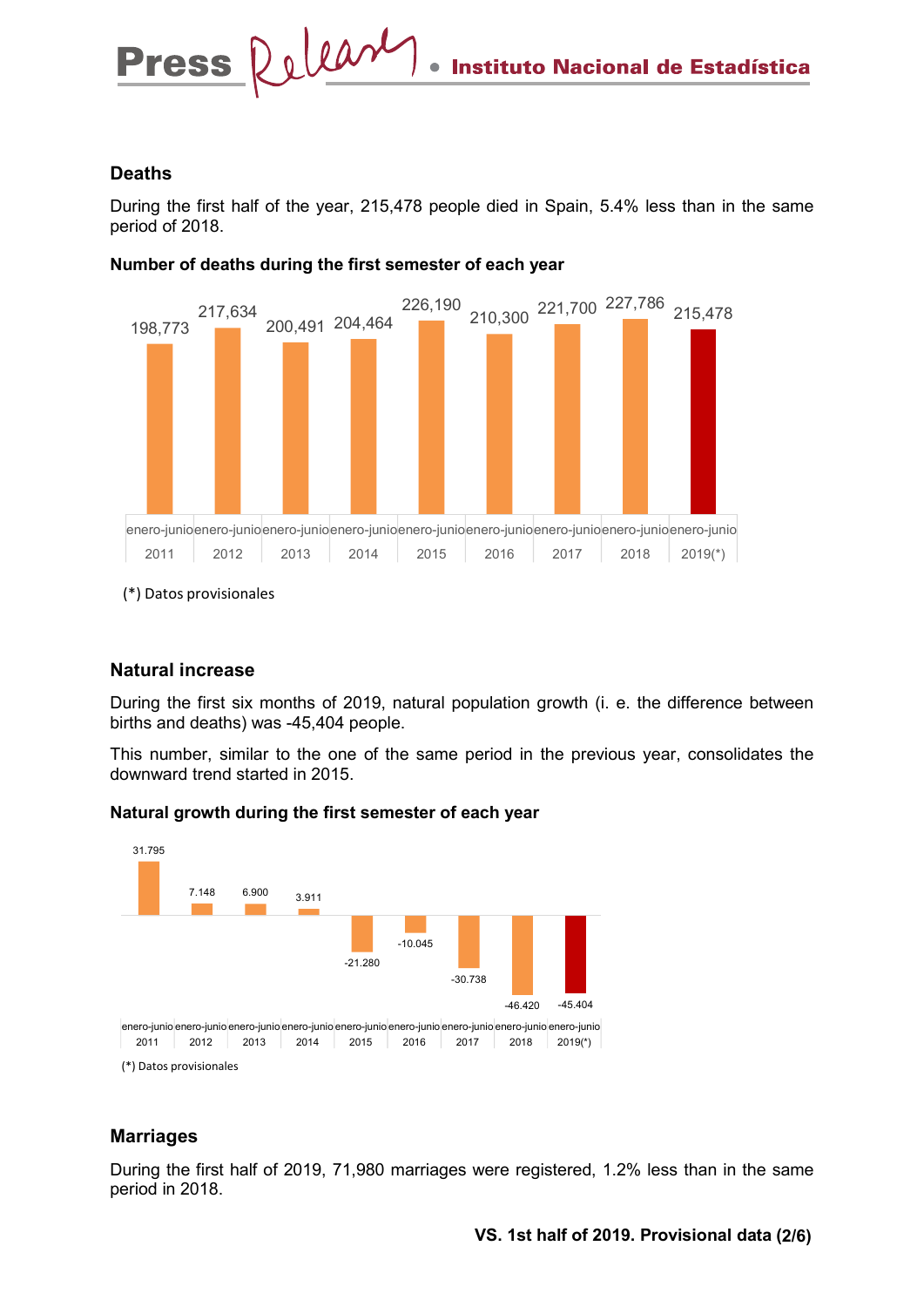## Deaths

During the first half of the year, 215,478 people died in Spain, 5.4% less than in the same period of 2018.

**Number of deaths during the first semester of each year**

| Period | Deaths |
|---|---|
| enero-junio 2011 | 198,773 |
| enero-junio 2012 | 217,634 |
| enero-junio 2013 | 200,491 |
| enero-junio 2014 | 204,464 |
| enero-junio 2015 | 226,190 |
| enero-junio 2016 | 210,300 |
| enero-junio 2017 | 221,700 |
| enero-junio 2018 | 227,786 |
| enero-junio 2019(*) | 215,478 |

(*) Datos provisionales

## Natural increase

During the first six months of 2019, natural population growth (i. e. the difference between births and deaths) was -45,404 people.

This number, similar to the one of the same period in the previous year, consolidates the downward trend started in 2015.

**Natural growth during the first semester of each year**

| Period | Natural growth |
|---|---|
| enero-junio 2011 | 31.795 |
| enero-junio 2012 | 7.148 |
| enero-junio 2013 | 6.900 |
| enero-junio 2014 | 3.911 |
| enero-junio 2015 | -21.280 |
| enero-junio 2016 | -10.045 |
| enero-junio 2017 | -30.738 |
| enero-junio 2018 | -46.420 |
| enero-junio 2019(*) | -45.404 |

(*) Datos provisionales

## Marriages

During the first half of 2019, 71,980 marriages were registered, 1.2% less than in the same period in 2018.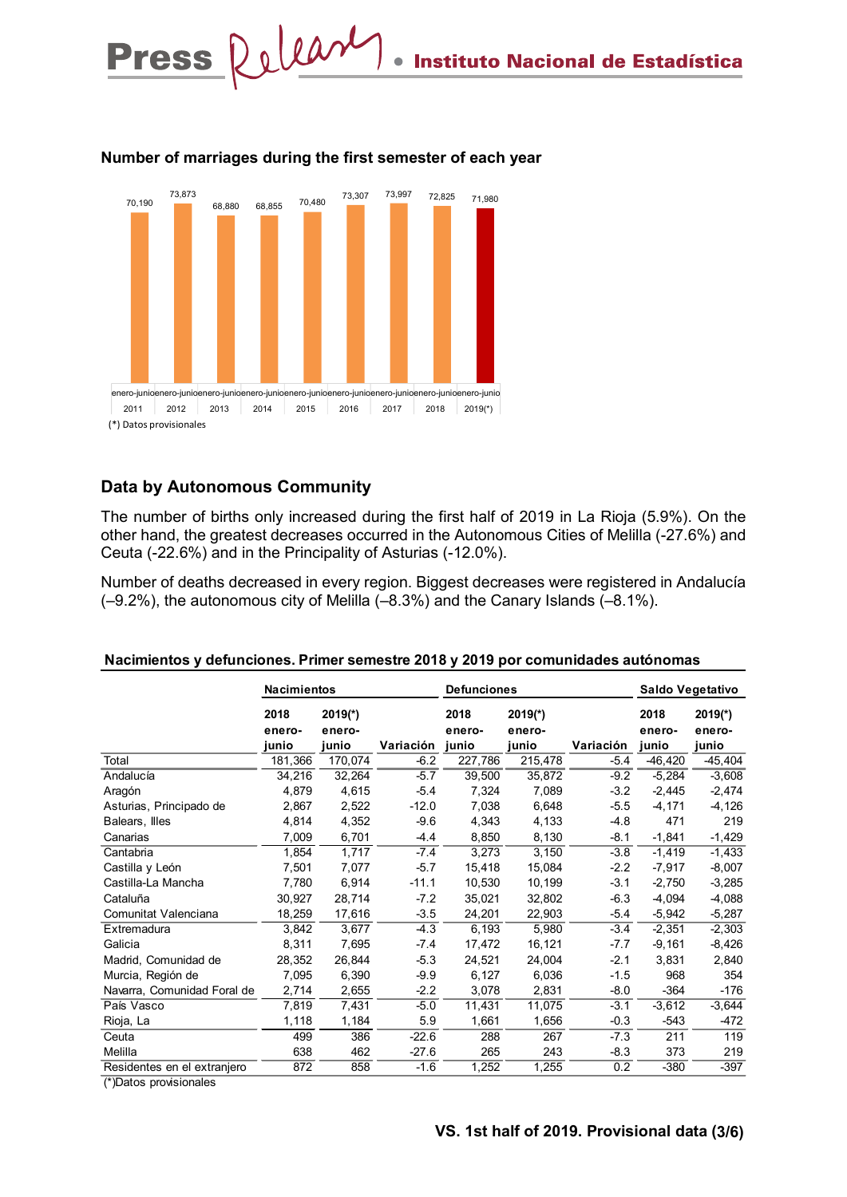**Number of marriages during the first semester of each year**

| Year | enero-junio |
|---|---|
| 2011 | 70,190 |
| 2012 | 73,873 |
| 2013 | 68,880 |
| 2014 | 68,855 |
| 2015 | 70,480 |
| 2016 | 73,307 |
| 2017 | 73,997 |
| 2018 | 72,825 |
| 2019(*) | 71,980 |

(*) Datos provisionales

## Data by Autonomous Community

The number of births only increased during the first half of 2019 in La Rioja (5.9%). On the other hand, the greatest decreases occurred in the Autonomous Cities of Melilla (-27.6%) and Ceuta (-22.6%) and in the Principality of Asturias (-12.0%).

Number of deaths decreased in every region. Biggest decreases were registered in Andalucía (–9.2%), the autonomous city of Melilla (–8.3%) and the Canary Islands (–8.1%).

**Nacimientos y defunciones. Primer semestre 2018 y 2019 por comunidades autónomas**

| | Nacimientos | | | Defunciones | | | Saldo Vegetativo | |
|---|---|---|---|---|---|---|---|---|
| | 2018 enero-junio | 2019(*) enero-junio | Variación | 2018 enero-junio | 2019(*) enero-junio | Variación | 2018 enero-junio | 2019(*) enero-junio |
| Total | 181,366 | 170,074 | -6.2 | 227,786 | 215,478 | -5.4 | -46,420 | -45,404 |
| Andalucía | 34,216 | 32,264 | -5.7 | 39,500 | 35,872 | -9.2 | -5,284 | -3,608 |
| Aragón | 4,879 | 4,615 | -5.4 | 7,324 | 7,089 | -3.2 | -2,445 | -2,474 |
| Asturias, Principado de | 2,867 | 2,522 | -12.0 | 7,038 | 6,648 | -5.5 | -4,171 | -4,126 |
| Balears, Illes | 4,814 | 4,352 | -9.6 | 4,343 | 4,133 | -4.8 | 471 | 219 |
| Canarias | 7,009 | 6,701 | -4.4 | 8,850 | 8,130 | -8.1 | -1,841 | -1,429 |
| Cantabria | 1,854 | 1,717 | -7.4 | 3,273 | 3,150 | -3.8 | -1,419 | -1,433 |
| Castilla y León | 7,501 | 7,077 | -5.7 | 15,418 | 15,084 | -2.2 | -7,917 | -8,007 |
| Castilla-La Mancha | 7,780 | 6,914 | -11.1 | 10,530 | 10,199 | -3.1 | -2,750 | -3,285 |
| Cataluña | 30,927 | 28,714 | -7.2 | 35,021 | 32,802 | -6.3 | -4,094 | -4,088 |
| Comunitat Valenciana | 18,259 | 17,616 | -3.5 | 24,201 | 22,903 | -5.4 | -5,942 | -5,287 |
| Extremadura | 3,842 | 3,677 | -4.3 | 6,193 | 5,980 | -3.4 | -2,351 | -2,303 |
| Galicia | 8,311 | 7,695 | -7.4 | 17,472 | 16,121 | -7.7 | -9,161 | -8,426 |
| Madrid, Comunidad de | 28,352 | 26,844 | -5.3 | 24,521 | 24,004 | -2.1 | 3,831 | 2,840 |
| Murcia, Región de | 7,095 | 6,390 | -9.9 | 6,127 | 6,036 | -1.5 | 968 | 354 |
| Navarra, Comunidad Foral de | 2,714 | 2,655 | -2.2 | 3,078 | 2,831 | -8.0 | -364 | -176 |
| País Vasco | 7,819 | 7,431 | -5.0 | 11,431 | 11,075 | -3.1 | -3,612 | -3,644 |
| Rioja, La | 1,118 | 1,184 | 5.9 | 1,661 | 1,656 | -0.3 | -543 | -472 |
| Ceuta | 499 | 386 | -22.6 | 288 | 267 | -7.3 | 211 | 119 |
| Melilla | 638 | 462 | -27.6 | 265 | 243 | -8.3 | 373 | 219 |
| Residentes en el extranjero | 872 | 858 | -1.6 | 1,252 | 1,255 | 0.2 | -380 | -397 |

(*)Datos provisionales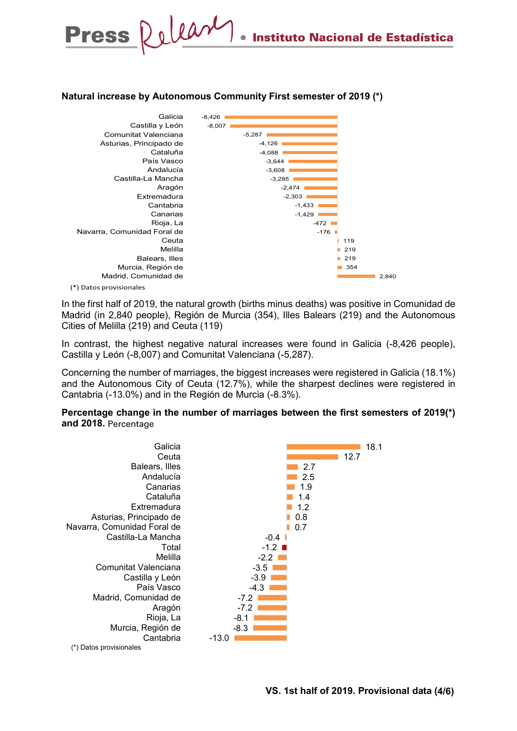**Natural increase by Autonomous Community First semester of 2019 (*)**

| Autonomous Community | Natural increase |
|---|---|
| Galicia | -8,426 |
| Castilla y León | -8,007 |
| Comunitat Valenciana | -5,287 |
| Asturias, Principado de | -4,126 |
| Cataluña | -4,088 |
| País Vasco | -3,644 |
| Andalucía | -3,608 |
| Castilla-La Mancha | -3,285 |
| Aragón | -2,474 |
| Extremadura | -2,303 |
| Cantabria | -1,433 |
| Canarias | -1,429 |
| Rioja, La | -472 |
| Navarra, Comunidad Foral de | -176 |
| Ceuta | 119 |
| Melilla | 219 |
| Balears, Illes | 219 |
| Murcia, Región de | 354 |
| Madrid, Comunidad de | 2,840 |

(*) Datos provisionales

In the first half of 2019, the natural growth (births minus deaths) was positive in Comunidad de Madrid (in 2,840 people), Región de Murcia (354), Illes Balears (219) and the Autonomous Cities of Melilla (219) and Ceuta (119)

In contrast, the highest negative natural increases were found in Galicia (-8,426 people), Castilla y León (-8,007) and Comunitat Valenciana (-5,287).

Concerning the number of marriages, the biggest increases were registered in Galicia (18.1%) and the Autonomous City of Ceuta (12.7%), while the sharpest declines were registered in Cantabria (-13.0%) and in the Región de Murcia (-8.3%).

**Percentage change in the number of marriages between the first semesters of 2019(*) and 2018.** Percentage

| Autonomous Community | Percentage |
|---|---|
| Galicia | 18.1 |
| Ceuta | 12.7 |
| Balears, Illes | 2.7 |
| Andalucía | 2.5 |
| Canarias | 1.9 |
| Cataluña | 1.4 |
| Extremadura | 1.2 |
| Asturias, Principado de | 0.8 |
| Navarra, Comunidad Foral de | 0.7 |
| Castilla-La Mancha | -0.4 |
| Total | -1.2 |
| Melilla | -2.2 |
| Comunitat Valenciana | -3.5 |
| Castilla y León | -3.9 |
| País Vasco | -4.3 |
| Madrid, Comunidad de | -7.2 |
| Aragón | -7.2 |
| Rioja, La | -8.1 |
| Murcia, Región de | -8.3 |
| Cantabria | -13.0 |

(*) Datos provisionales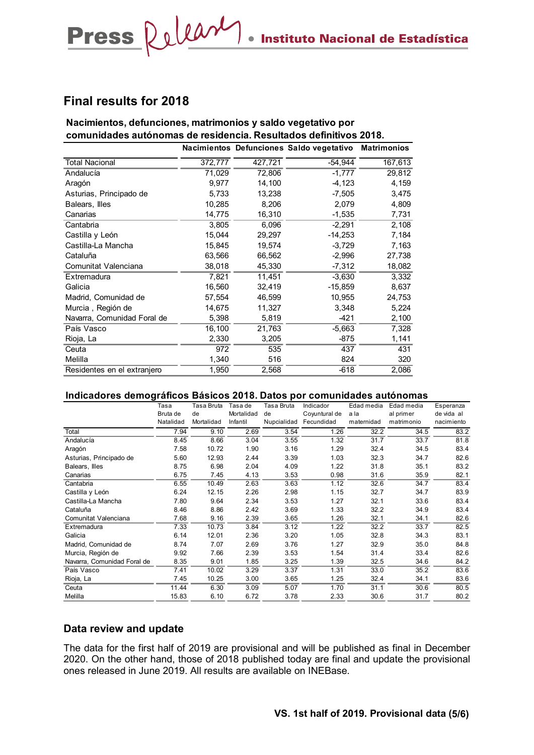## Final results for 2018

**Nacimientos, defunciones, matrimonios y saldo vegetativo por comunidades autónomas de residencia. Resultados definitivos 2018.**

| | Nacimientos | Defunciones | Saldo vegetativo | Matrimonios |
|---|---|---|---|---|
| Total Nacional | 372,777 | 427,721 | -54,944 | 167,613 |
| Andalucía | 71,029 | 72,806 | -1,777 | 29,812 |
| Aragón | 9,977 | 14,100 | -4,123 | 4,159 |
| Asturias, Principado de | 5,733 | 13,238 | -7,505 | 3,475 |
| Balears, Illes | 10,285 | 8,206 | 2,079 | 4,809 |
| Canarias | 14,775 | 16,310 | -1,535 | 7,731 |
| Cantabria | 3,805 | 6,096 | -2,291 | 2,108 |
| Castilla y León | 15,044 | 29,297 | -14,253 | 7,184 |
| Castilla-La Mancha | 15,845 | 19,574 | -3,729 | 7,163 |
| Cataluña | 63,566 | 66,562 | -2,996 | 27,738 |
| Comunitat Valenciana | 38,018 | 45,330 | -7,312 | 18,082 |
| Extremadura | 7,821 | 11,451 | -3,630 | 3,332 |
| Galicia | 16,560 | 32,419 | -15,859 | 8,637 |
| Madrid, Comunidad de | 57,554 | 46,599 | 10,955 | 24,753 |
| Murcia , Región de | 14,675 | 11,327 | 3,348 | 5,224 |
| Navarra, Comunidad Foral de | 5,398 | 5,819 | -421 | 2,100 |
| País Vasco | 16,100 | 21,763 | -5,663 | 7,328 |
| Rioja, La | 2,330 | 3,205 | -875 | 1,141 |
| Ceuta | 972 | 535 | 437 | 431 |
| Melilla | 1,340 | 516 | 824 | 320 |
| Residentes en el extranjero | 1,950 | 2,568 | -618 | 2,086 |

**Indicadores demográficos Básicos 2018. Datos por comunidades autónomas**

| | Tasa Bruta de Natalidad | Tasa Bruta de Mortalidad | Tasa de Mortalidad Infantil | Tasa Bruta de Nupcialidad | Indicador Coyuntural de Fecundidad | Edad media a la maternidad | Edad media al primer matrimonio | Esperanza de vida al nacimiento |
|---|---|---|---|---|---|---|---|---|
| Total | 7.94 | 9.10 | 2.69 | 3.54 | 1.26 | 32.2 | 34.5 | 83.2 |
| Andalucía | 8.45 | 8.66 | 3.04 | 3.55 | 1.32 | 31.7 | 33.7 | 81.8 |
| Aragón | 7.58 | 10.72 | 1.90 | 3.16 | 1.29 | 32.4 | 34.5 | 83.4 |
| Asturias, Principado de | 5.60 | 12.93 | 2.44 | 3.39 | 1.03 | 32.3 | 34.7 | 82.6 |
| Balears, Illes | 8.75 | 6.98 | 2.04 | 4.09 | 1.22 | 31.8 | 35.1 | 83.2 |
| Canarias | 6.75 | 7.45 | 4.13 | 3.53 | 0.98 | 31.6 | 35.9 | 82.1 |
| Cantabria | 6.55 | 10.49 | 2.63 | 3.63 | 1.12 | 32.6 | 34.7 | 83.4 |
| Castilla y León | 6.24 | 12.15 | 2.26 | 2.98 | 1.15 | 32.7 | 34.7 | 83.9 |
| Castilla-La Mancha | 7.80 | 9.64 | 2.34 | 3.53 | 1.27 | 32.1 | 33.6 | 83.4 |
| Cataluña | 8.46 | 8.86 | 2.42 | 3.69 | 1.33 | 32.2 | 34.9 | 83.4 |
| Comunitat Valenciana | 7.68 | 9.16 | 2.39 | 3.65 | 1.26 | 32.1 | 34.1 | 82.6 |
| Extremadura | 7.33 | 10.73 | 3.84 | 3.12 | 1.22 | 32.2 | 33.7 | 82.5 |
| Galicia | 6.14 | 12.01 | 2.36 | 3.20 | 1.05 | 32.8 | 34.3 | 83.1 |
| Madrid, Comunidad de | 8.74 | 7.07 | 2.69 | 3.76 | 1.27 | 32.9 | 35.0 | 84.8 |
| Murcia, Región de | 9.92 | 7.66 | 2.39 | 3.53 | 1.54 | 31.4 | 33.4 | 82.6 |
| Navarra, Comunidad Foral de | 8.35 | 9.01 | 1.85 | 3.25 | 1.39 | 32.5 | 34.6 | 84.2 |
| País Vasco | 7.41 | 10.02 | 3.29 | 3.37 | 1.31 | 33.0 | 35.2 | 83.6 |
| Rioja, La | 7.45 | 10.25 | 3.00 | 3.65 | 1.25 | 32.4 | 34.1 | 83.6 |
| Ceuta | 11.44 | 6.30 | 3.09 | 5.07 | 1.70 | 31.1 | 30.6 | 80.5 |
| Melilla | 15.83 | 6.10 | 6.72 | 3.78 | 2.33 | 30.6 | 31.7 | 80.2 |

## Data review and update

The data for the first half of 2019 are provisional and will be published as final in December 2020. On the other hand, those of 2018 published today are final and update the provisional ones released in June 2019. All results are available on INEBase.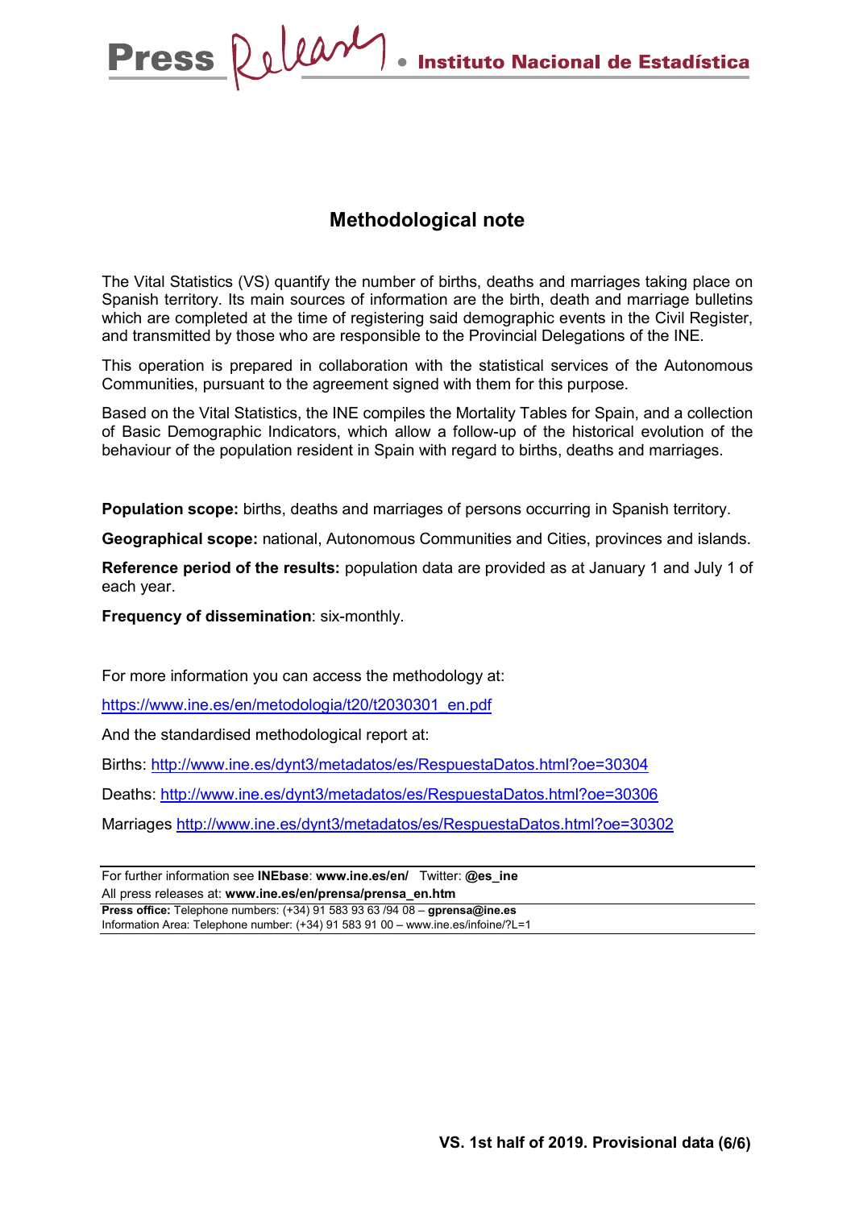## Methodological note

The Vital Statistics (VS) quantify the number of births, deaths and marriages taking place on Spanish territory. Its main sources of information are the birth, death and marriage bulletins which are completed at the time of registering said demographic events in the Civil Register, and transmitted by those who are responsible to the Provincial Delegations of the INE.

This operation is prepared in collaboration with the statistical services of the Autonomous Communities, pursuant to the agreement signed with them for this purpose.

Based on the Vital Statistics, the INE compiles the Mortality Tables for Spain, and a collection of Basic Demographic Indicators, which allow a follow-up of the historical evolution of the behaviour of the population resident in Spain with regard to births, deaths and marriages.

**Population scope:** births, deaths and marriages of persons occurring in Spanish territory.

**Geographical scope:** national, Autonomous Communities and Cities, provinces and islands.

**Reference period of the results:** population data are provided as at January 1 and July 1 of each year.

**Frequency of dissemination**: six-monthly.

For more information you can access the methodology at:

https://www.ine.es/en/metodologia/t20/t2030301_en.pdf

And the standardised methodological report at:

Births: http://www.ine.es/dynt3/metadatos/es/RespuestaDatos.html?oe=30304

Deaths: http://www.ine.es/dynt3/metadatos/es/RespuestaDatos.html?oe=30306

Marriages http://www.ine.es/dynt3/metadatos/es/RespuestaDatos.html?oe=30302

For further information see **INEbase**: **www.ine.es/en/** Twitter: **@es_ine**
All press releases at: **www.ine.es/en/prensa/prensa_en.htm**

**Press office:** Telephone numbers: (+34) 91 583 93 63 /94 08 – **gprensa@ine.es**
Information Area: Telephone number: (+34) 91 583 91 00 – www.ine.es/infoine/?L=1